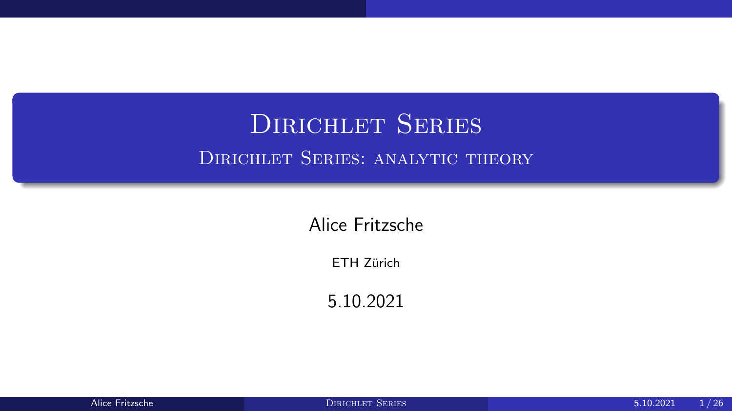# Dirichlet Series

## Dirichlet Series: analytic theory

Alice Fritzsche

ETH Zürich

5.10.2021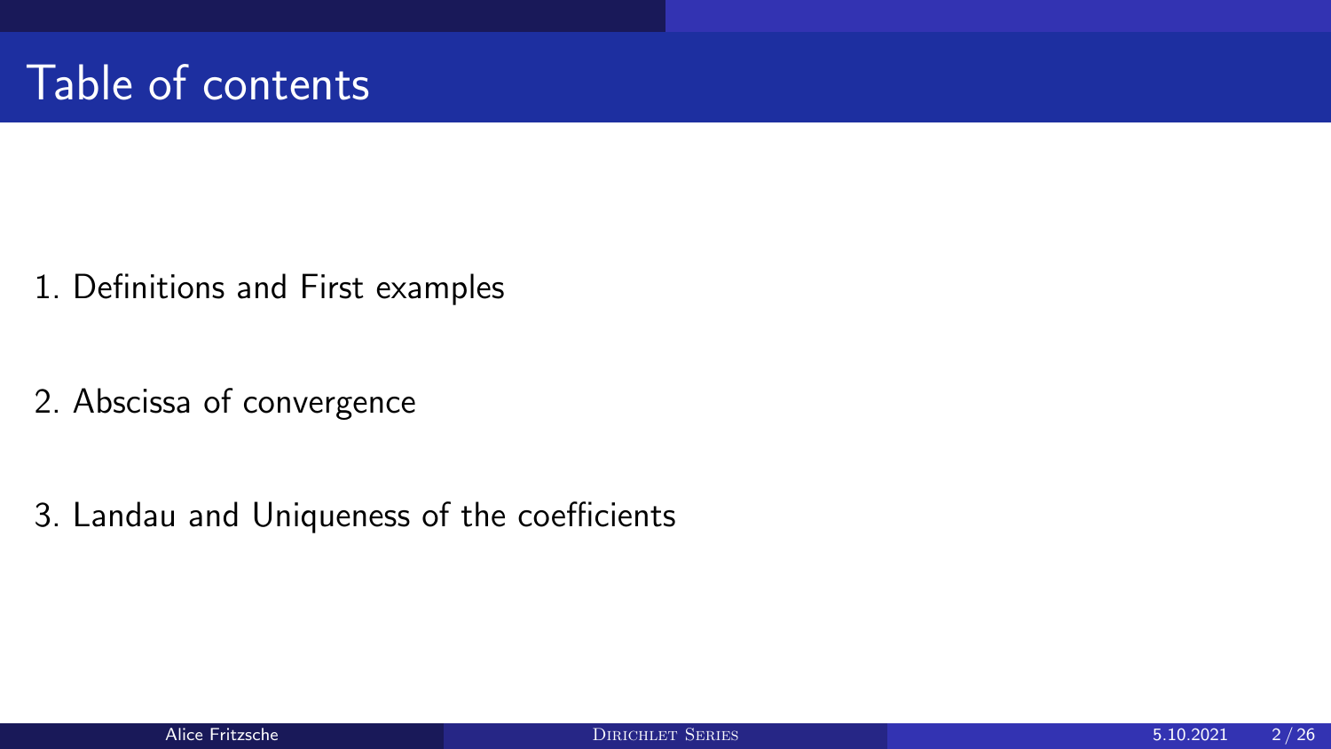# Table of contents

1. Definitions and First examples

2. Abscissa of convergence

3. Landau and Uniqueness of the coefficients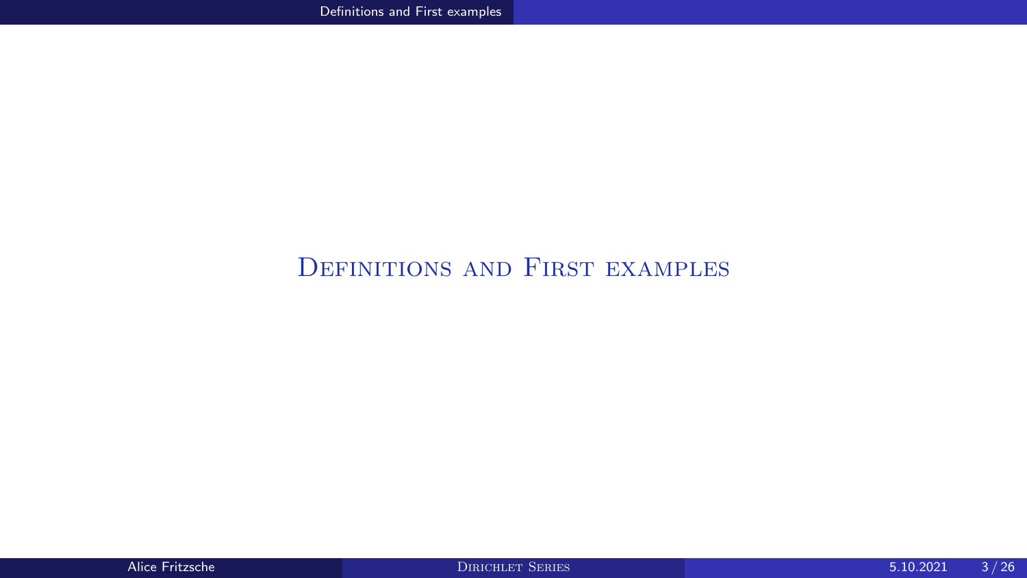# Definitions and First examples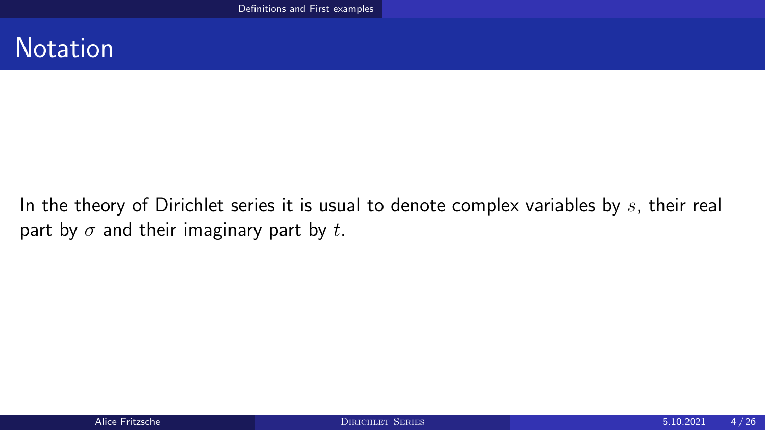# Notation

In the theory of Dirichlet series it is usual to denote complex variables by $s$, their real part by $\sigma$ and their imaginary part by $t$.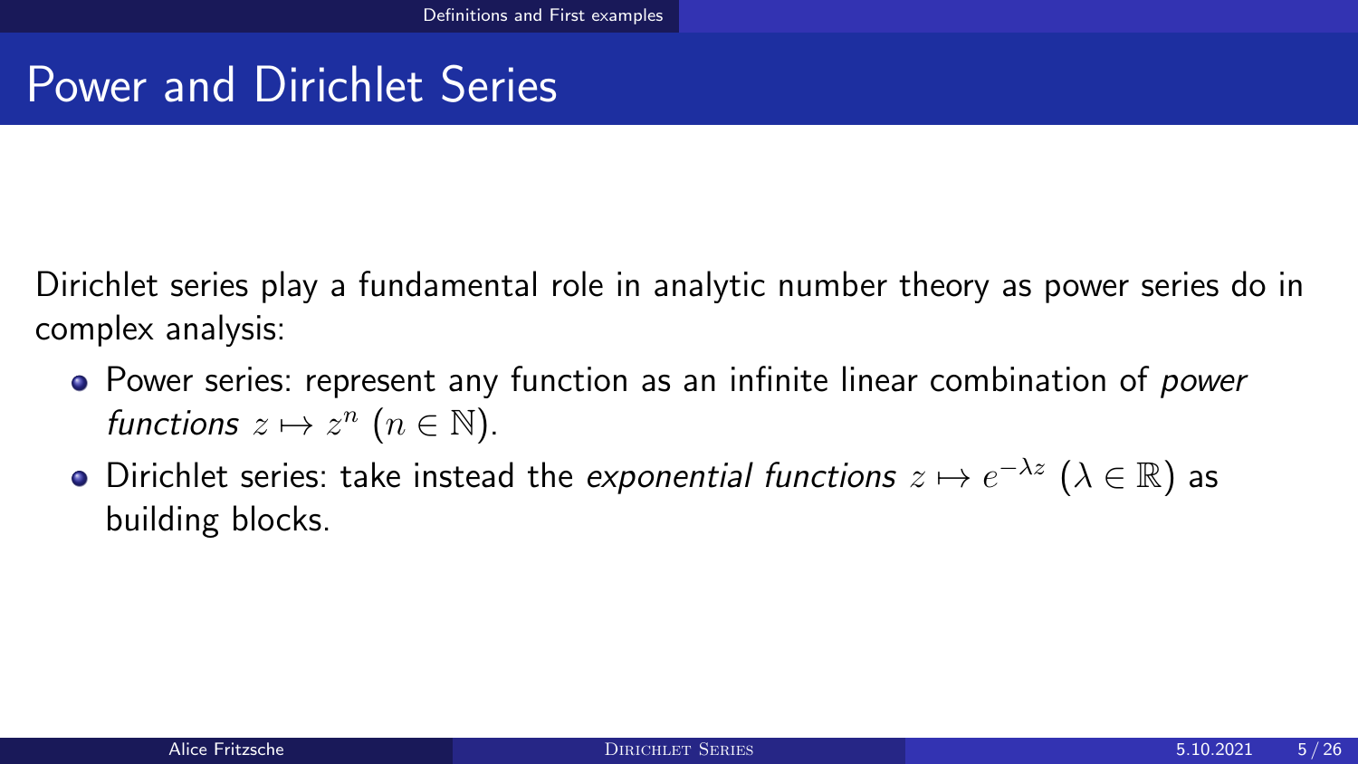# Power and Dirichlet Series

Dirichlet series play a fundamental role in analytic number theory as power series do in complex analysis:

- Power series: represent any function as an infinite linear combination of *power functions* $z \mapsto z^n$ $(n \in \mathbb{N})$.
- Dirichlet series: take instead the *exponential functions* $z \mapsto e^{-\lambda z}$ $(\lambda \in \mathbb{R})$ as building blocks.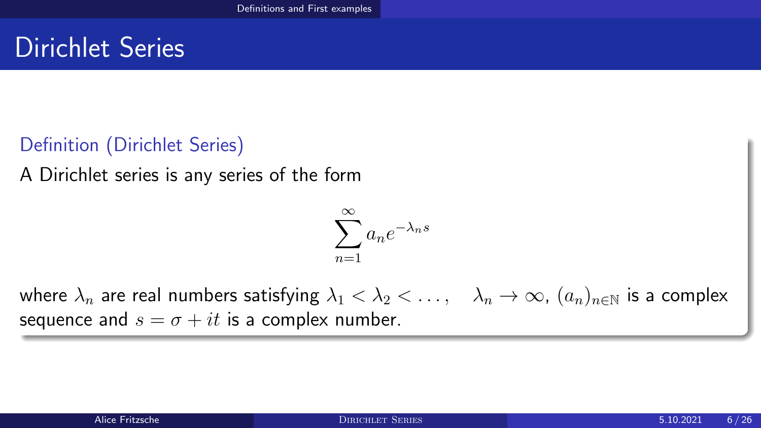# Dirichlet Series

### Definition (Dirichlet Series)

A Dirichlet series is any series of the form

$$\sum_{n=1}^{\infty} a_n e^{-\lambda_n s}$$

where $\lambda_n$ are real numbers satisfying $\lambda_1 < \lambda_2 < \dots, \quad \lambda_n \to \infty$, $(a_n)_{n \in \mathbb{N}}$ is a complex sequence and $s = \sigma + it$ is a complex number.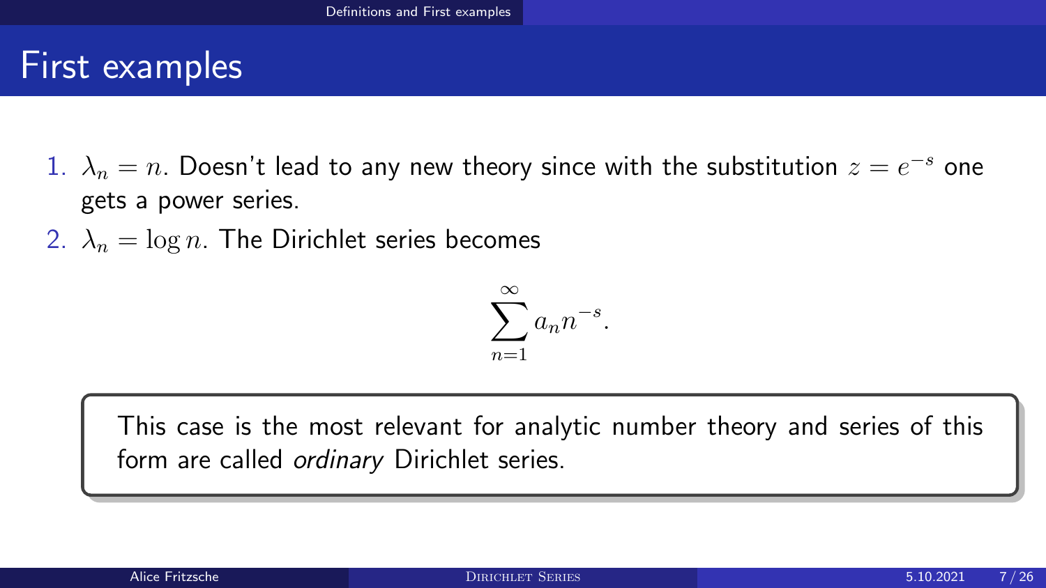# First examples

1. $\lambda_n = n$. Doesn't lead to any new theory since with the substitution $z = e^{-s}$ one gets a power series.
2. $\lambda_n = \log n$. The Dirichlet series becomes

$$\sum_{n=1}^{\infty} a_n n^{-s}.$$

This case is the most relevant for analytic number theory and series of this form are called *ordinary* Dirichlet series.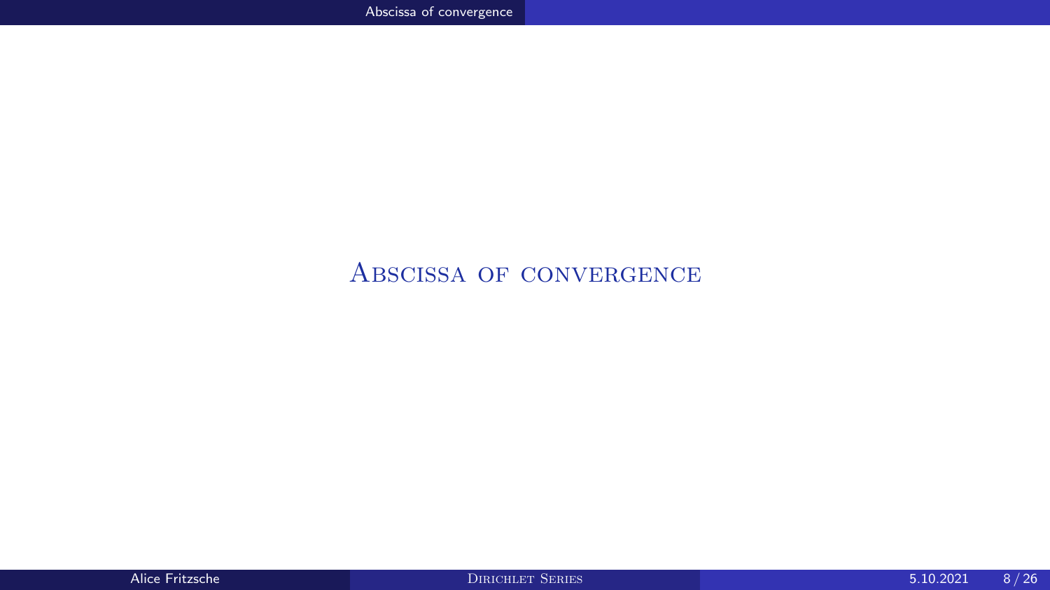# Abscissa of convergence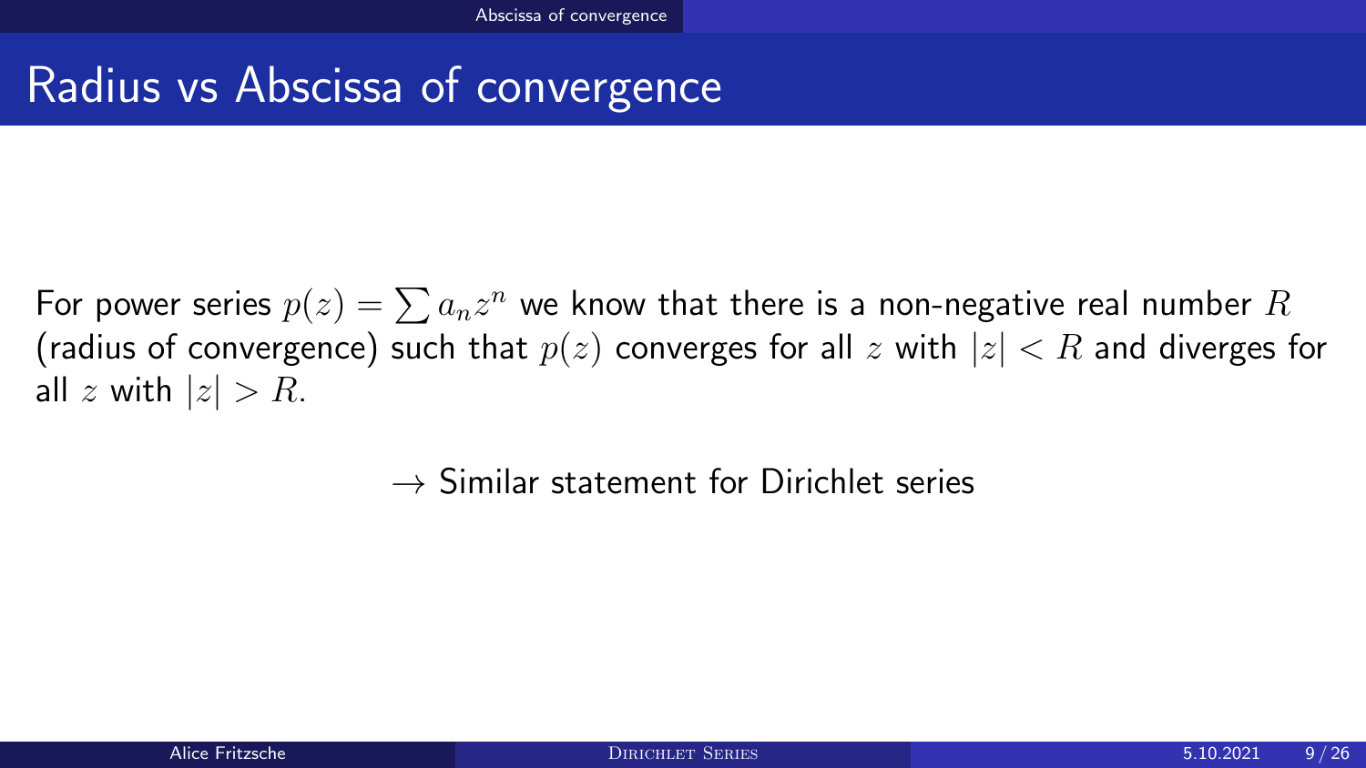# Radius vs Abscissa of convergence

For power series $p(z) = \sum a_n z^n$ we know that there is a non-negative real number $R$ (radius of convergence) such that $p(z)$ converges for all $z$ with $|z| < R$ and diverges for all $z$ with $|z| > R$.

$\rightarrow$ Similar statement for Dirichlet series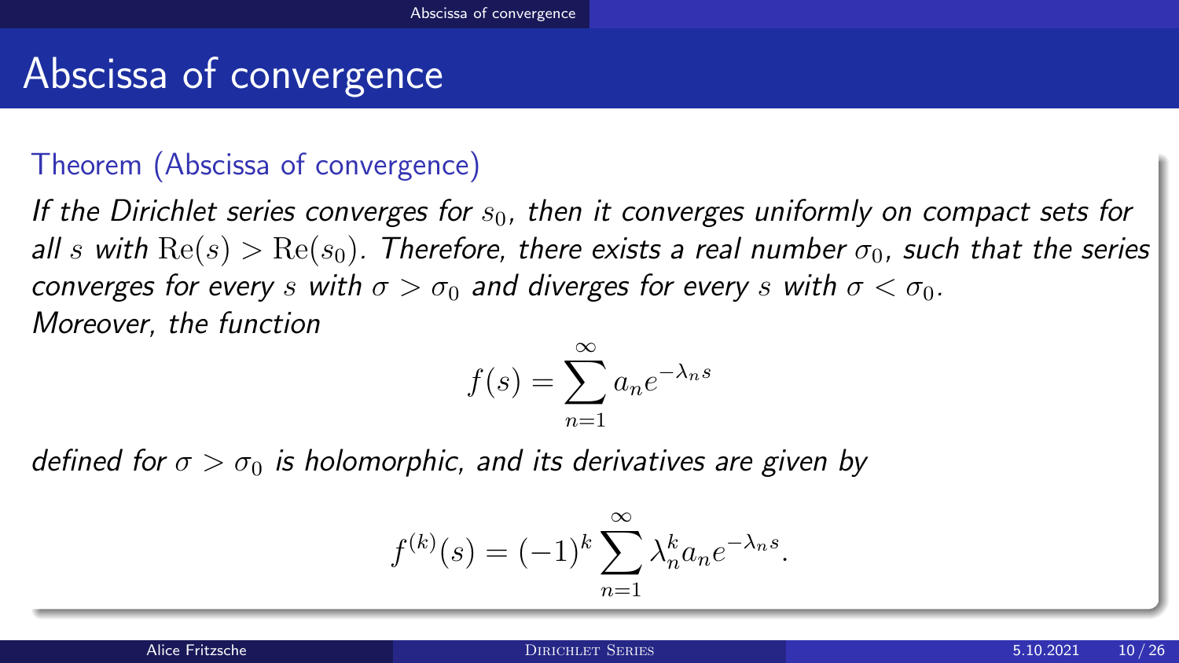# Abscissa of convergence

**Theorem (Abscissa of convergence)**

*If the Dirichlet series converges for $s_0$, then it converges uniformly on compact sets for all $s$ with $\mathrm{Re}(s) > \mathrm{Re}(s_0)$. Therefore, there exists a real number $\sigma_0$, such that the series converges for every $s$ with $\sigma > \sigma_0$ and diverges for every $s$ with $\sigma < \sigma_0$.*
*Moreover, the function*

$$f(s) = \sum_{n=1}^{\infty} a_n e^{-\lambda_n s}$$

*defined for $\sigma > \sigma_0$ is holomorphic, and its derivatives are given by*

$$f^{(k)}(s) = (-1)^k \sum_{n=1}^{\infty} \lambda_n^k a_n e^{-\lambda_n s}.$$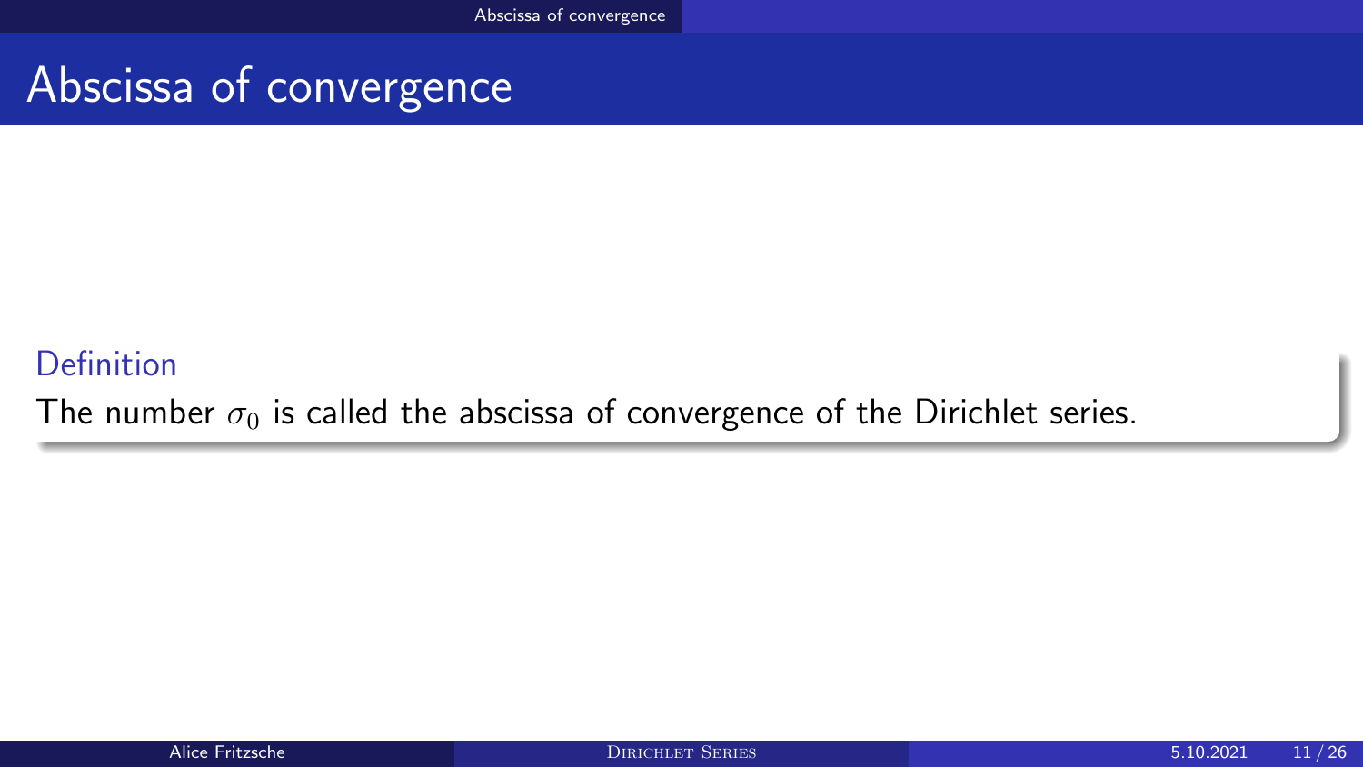# Abscissa of convergence

**Definition**

The number $\sigma_0$ is called the abscissa of convergence of the Dirichlet series.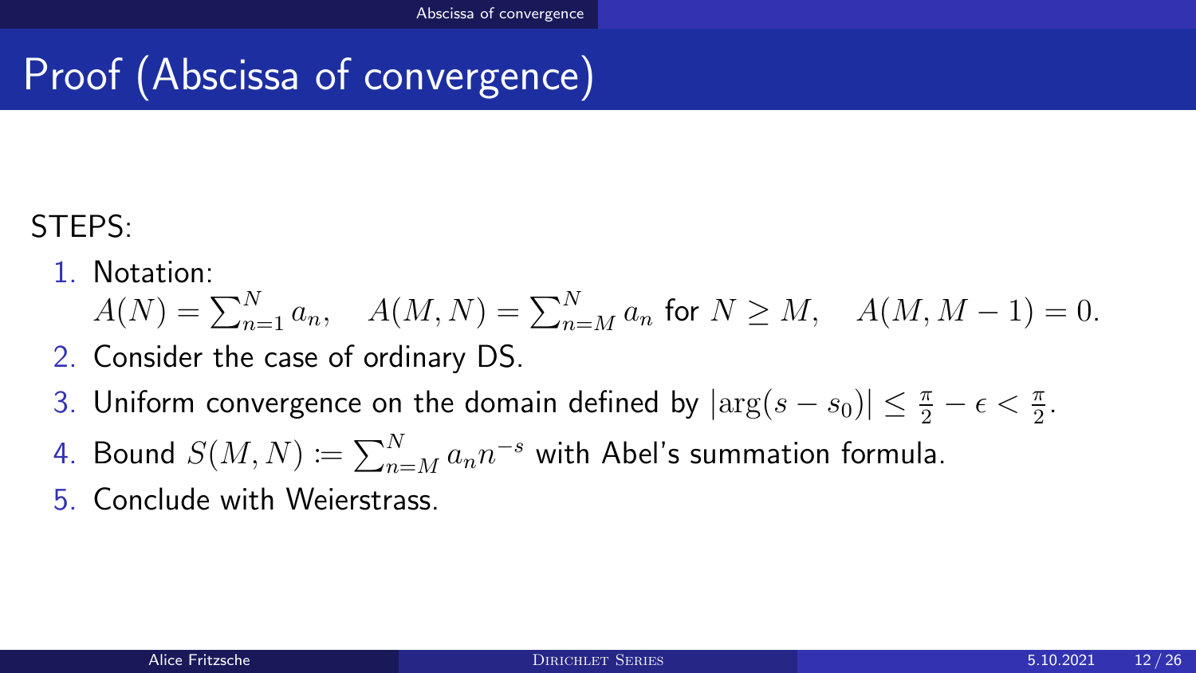# Proof (Abscissa of convergence)

STEPS:

1. Notation:
   $A(N) = \sum_{n=1}^{N} a_n, \quad A(M,N) = \sum_{n=M}^{N} a_n$ for $N \geq M, \quad A(M, M-1) = 0.$
2. Consider the case of ordinary DS.
3. Uniform convergence on the domain defined by $|\arg(s - s_0)| \leq \frac{\pi}{2} - \epsilon < \frac{\pi}{2}$.
4. Bound $S(M,N) := \sum_{n=M}^{N} a_n n^{-s}$ with Abel's summation formula.
5. Conclude with Weierstrass.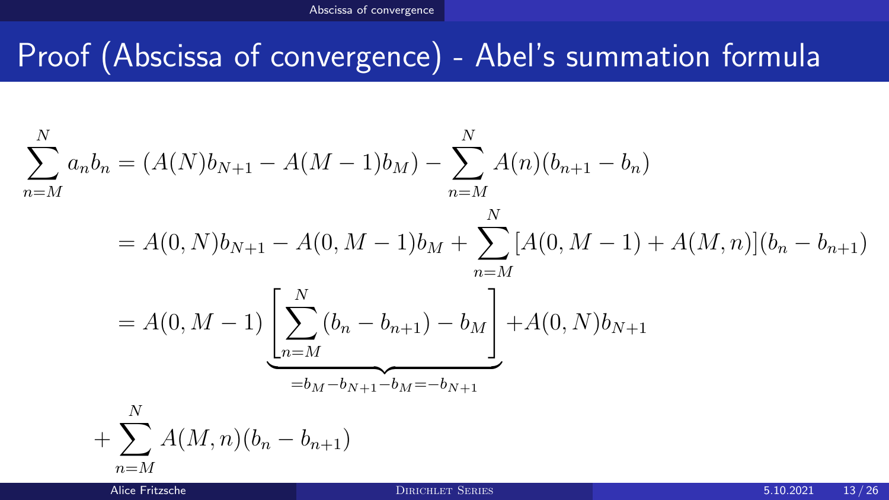# Proof (Abscissa of convergence) - Abel's summation formula

$$
\begin{aligned}
\sum_{n=M}^{N} a_n b_n &= (A(N)b_{N+1} - A(M-1)b_M) - \sum_{n=M}^{N} A(n)(b_{n+1} - b_n) \\
&= A(0,N)b_{N+1} - A(0,M-1)b_M + \sum_{n=M}^{N} [A(0,M-1) + A(M,n)](b_n - b_{n+1}) \\
&= A(0,M-1) \underbrace{\left[ \sum_{n=M}^{N} (b_n - b_{n+1}) - b_M \right]}_{=b_M - b_{N+1} - b_M = -b_{N+1}} + A(0,N)b_{N+1} \\
&\quad + \sum_{n=M}^{N} A(M,n)(b_n - b_{n+1})
\end{aligned}
$$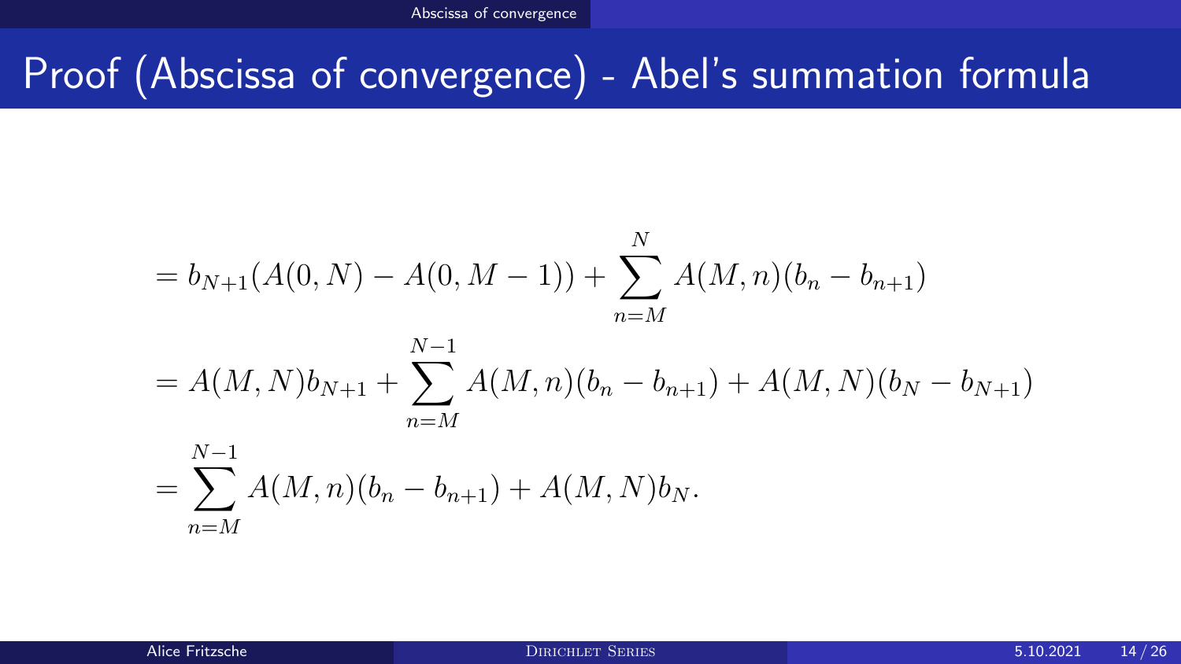# Proof (Abscissa of convergence) - Abel's summation formula

$$
\begin{aligned}
&= b_{N+1}(A(0,N) - A(0,M-1)) + \sum_{n=M}^{N} A(M,n)(b_n - b_{n+1}) \\
&= A(M,N)b_{N+1} + \sum_{n=M}^{N-1} A(M,n)(b_n - b_{n+1}) + A(M,N)(b_N - b_{N+1}) \\
&= \sum_{n=M}^{N-1} A(M,n)(b_n - b_{n+1}) + A(M,N)b_N.
\end{aligned}
$$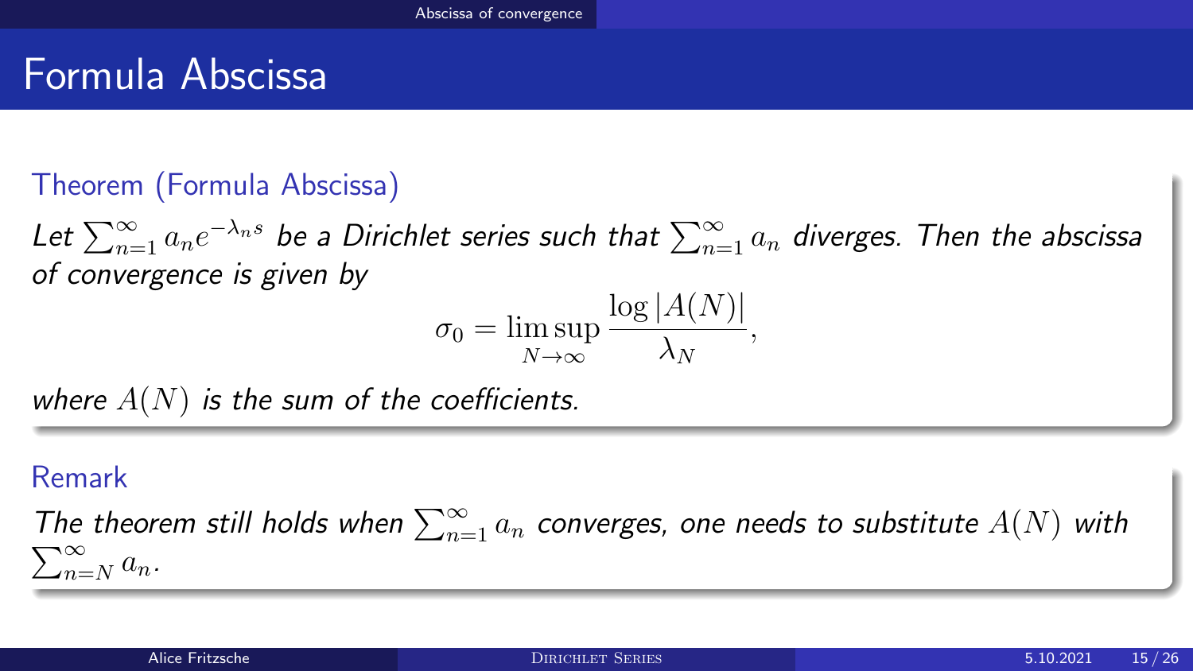# Formula Abscissa

**Theorem (Formula Abscissa)**

*Let $\sum_{n=1}^{\infty} a_n e^{-\lambda_n s}$ be a Dirichlet series such that $\sum_{n=1}^{\infty} a_n$ diverges. Then the abscissa of convergence is given by*

$$\sigma_0 = \limsup_{N\to\infty} \frac{\log |A(N)|}{\lambda_N},$$

*where $A(N)$ is the sum of the coefficients.*

**Remark**

*The theorem still holds when $\sum_{n=1}^{\infty} a_n$ converges, one needs to substitute $A(N)$ with $\sum_{n=N}^{\infty} a_n$.*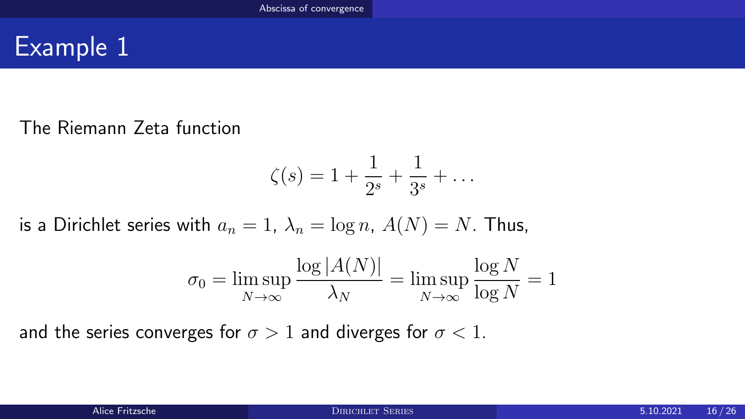# Example 1

The Riemann Zeta function

$$\zeta(s) = 1 + \frac{1}{2^s} + \frac{1}{3^s} + \dots$$

is a Dirichlet series with $a_n = 1$, $\lambda_n = \log n$, $A(N) = N$. Thus,

$$\sigma_0 = \limsup_{N \to \infty} \frac{\log |A(N)|}{\lambda_N} = \limsup_{N \to \infty} \frac{\log N}{\log N} = 1$$

and the series converges for $\sigma > 1$ and diverges for $\sigma < 1$.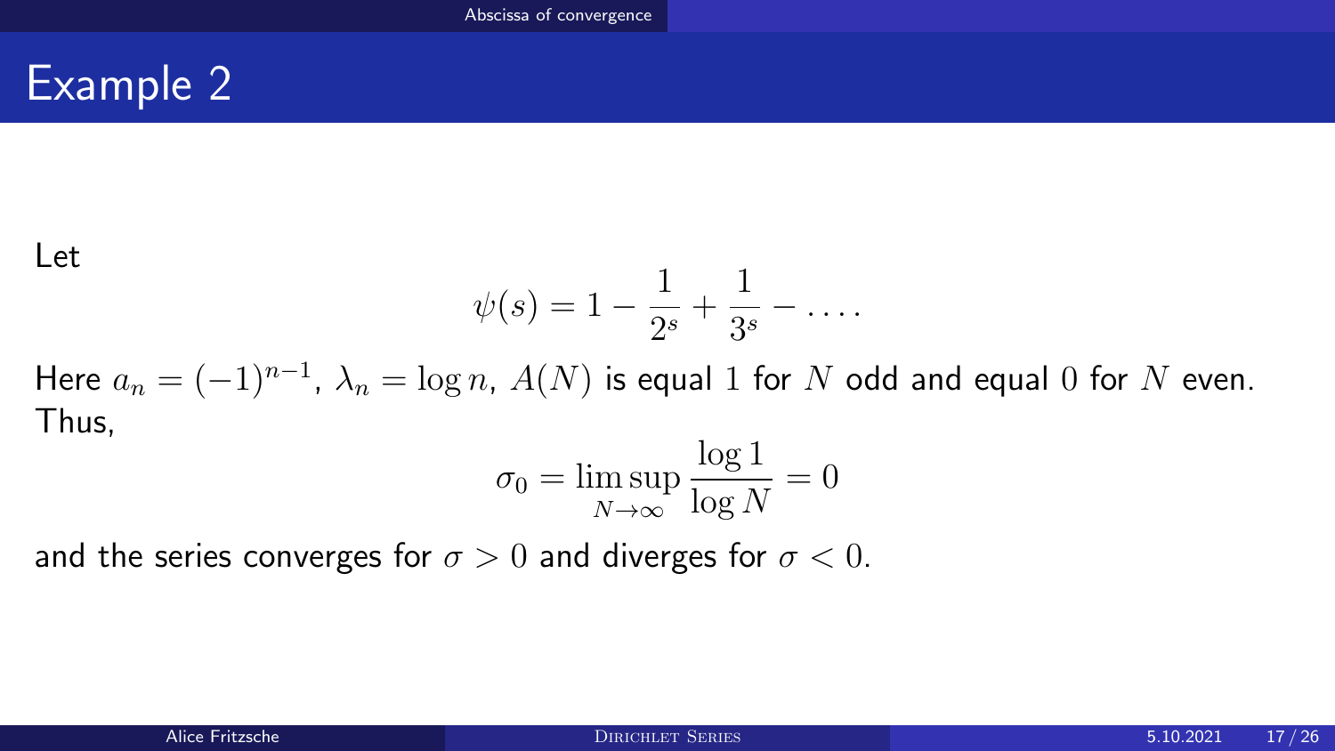# Example 2

Let

$$\psi(s) = 1 - \frac{1}{2^s} + \frac{1}{3^s} - \dots.$$

Here $a_n = (-1)^{n-1}$, $\lambda_n = \log n$, $A(N)$ is equal $1$ for $N$ odd and equal $0$ for $N$ even. Thus,

$$\sigma_0 = \limsup_{N \to \infty} \frac{\log 1}{\log N} = 0$$

and the series converges for $\sigma > 0$ and diverges for $\sigma < 0$.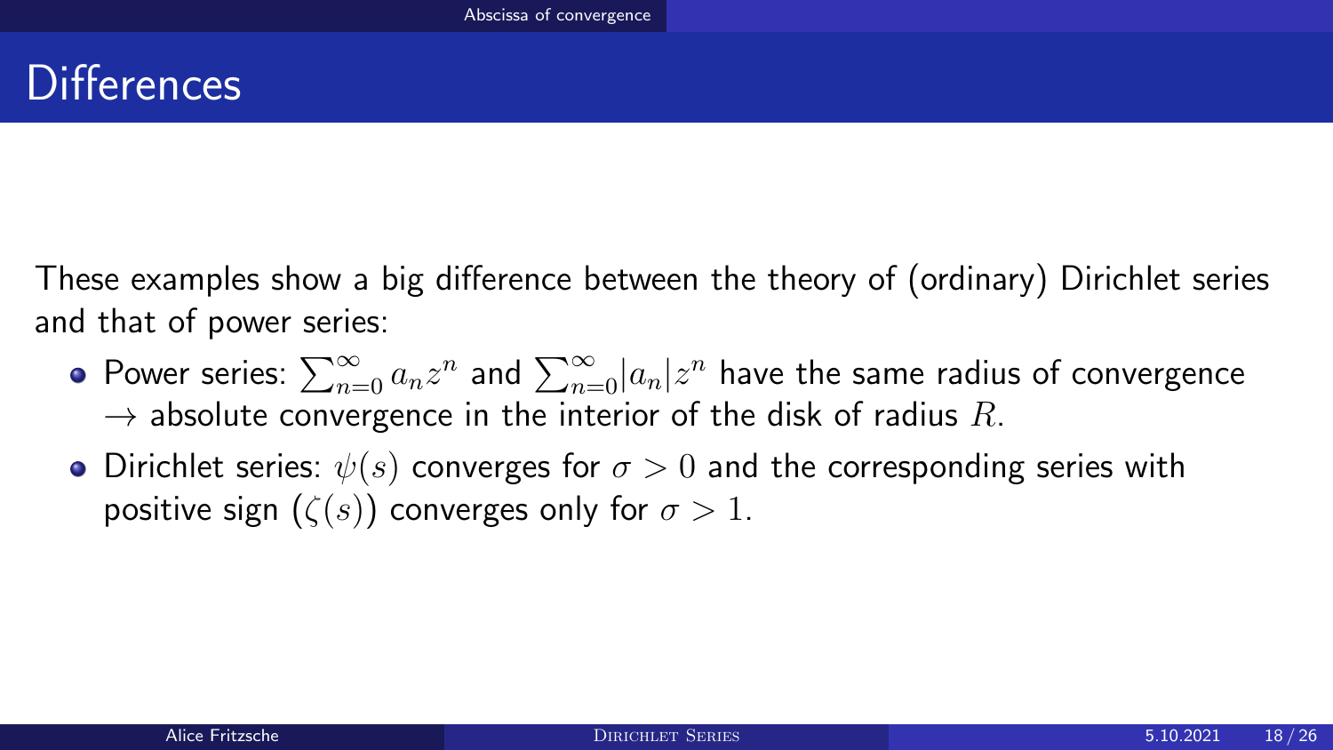# Differences

These examples show a big difference between the theory of (ordinary) Dirichlet series and that of power series:

- Power series: $\sum_{n=0}^{\infty} a_n z^n$ and $\sum_{n=0}^{\infty} |a_n| z^n$ have the same radius of convergence $\rightarrow$ absolute convergence in the interior of the disk of radius $R$.
- Dirichlet series: $\psi(s)$ converges for $\sigma > 0$ and the corresponding series with positive sign ($\zeta(s)$) converges only for $\sigma > 1$.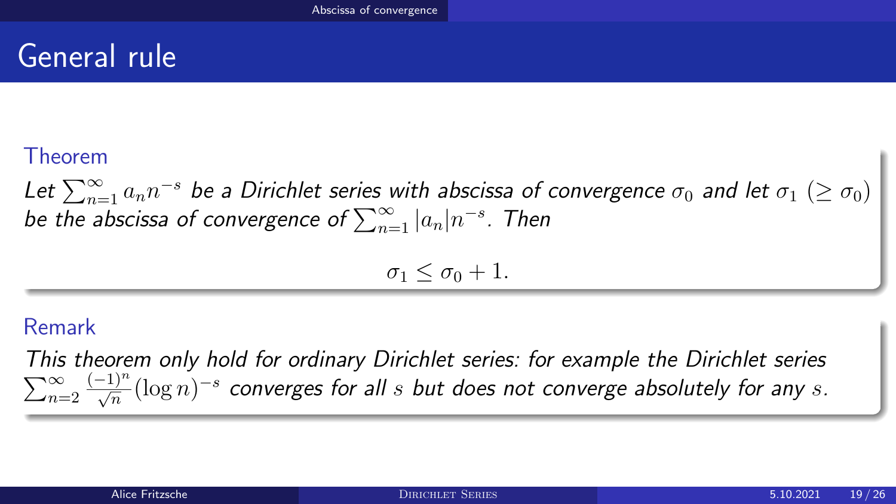# General rule

**Theorem**

*Let $\sum_{n=1}^{\infty} a_n n^{-s}$ be a Dirichlet series with abscissa of convergence $\sigma_0$ and let $\sigma_1$ $(\geq \sigma_0)$ be the abscissa of convergence of $\sum_{n=1}^{\infty} |a_n| n^{-s}$. Then*

$$\sigma_1 \leq \sigma_0 + 1.$$

**Remark**

*This theorem only hold for ordinary Dirichlet series: for example the Dirichlet series $\sum_{n=2}^{\infty} \frac{(-1)^n}{\sqrt{n}} (\log n)^{-s}$ converges for all $s$ but does not converge absolutely for any $s$.*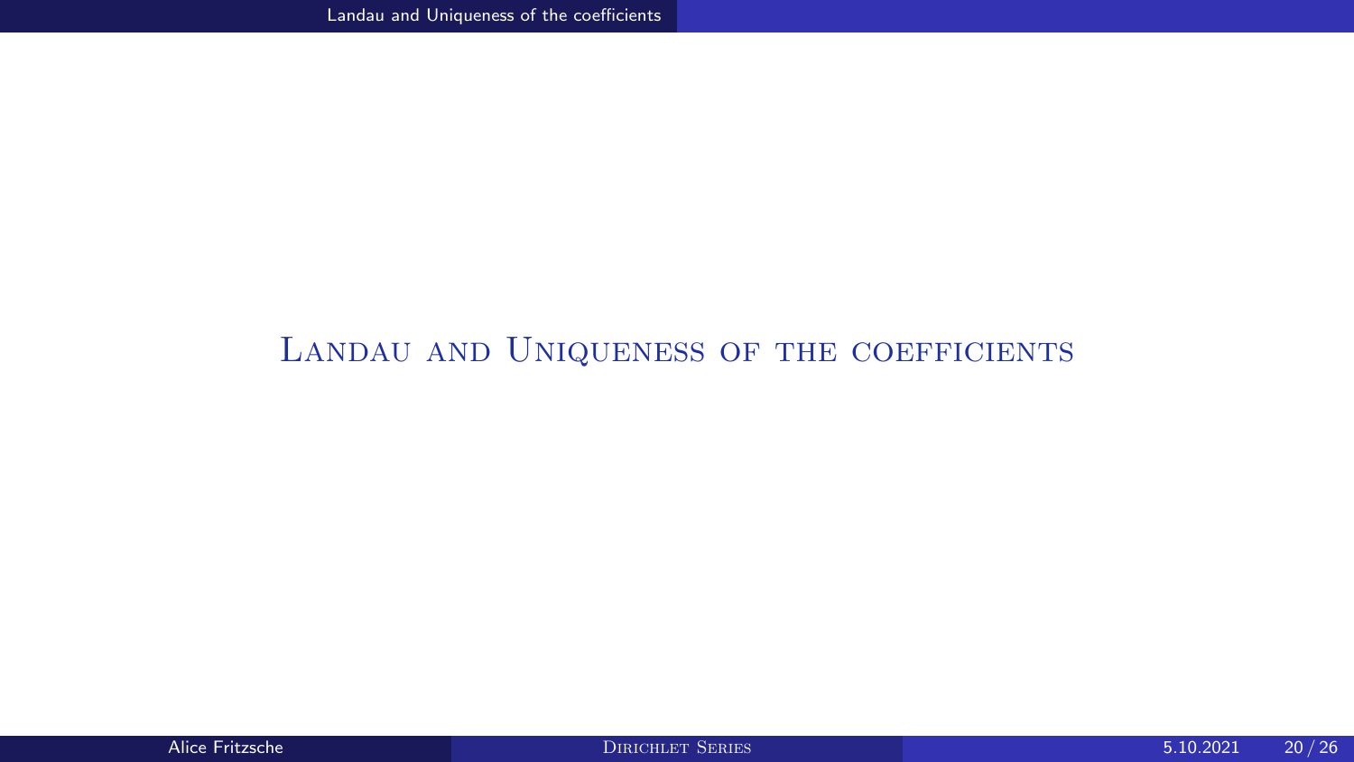# Landau and Uniqueness of the coefficients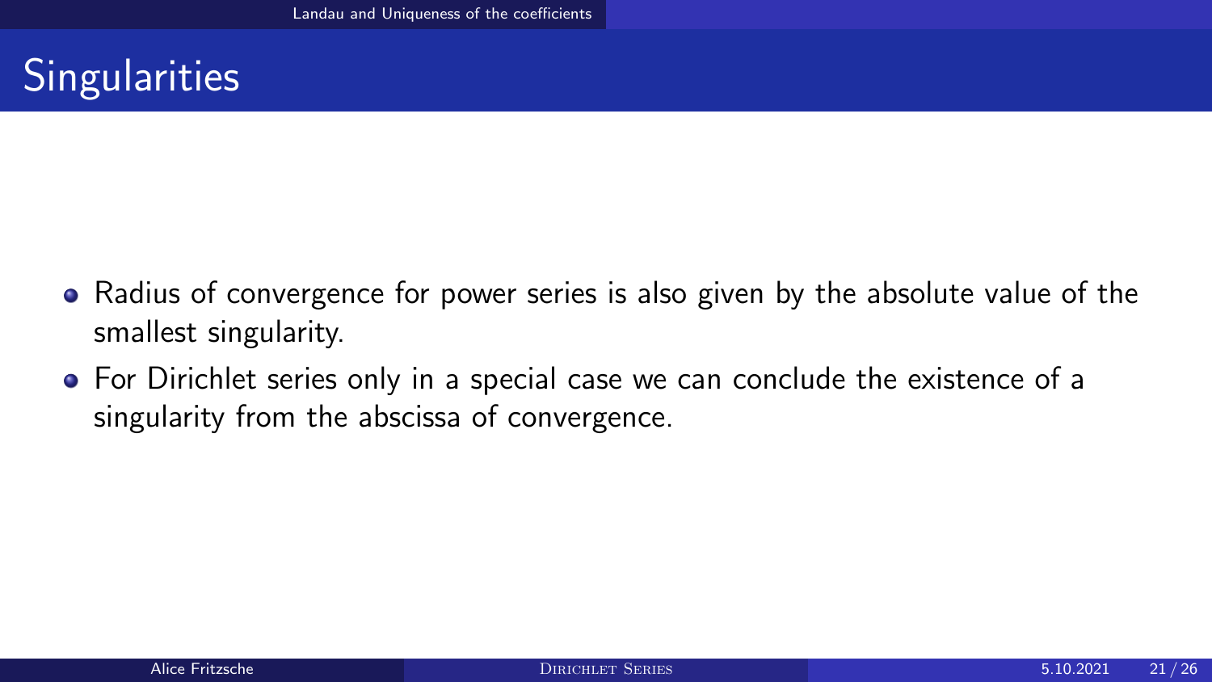# Singularities

- Radius of convergence for power series is also given by the absolute value of the smallest singularity.
- For Dirichlet series only in a special case we can conclude the existence of a singularity from the abscissa of convergence.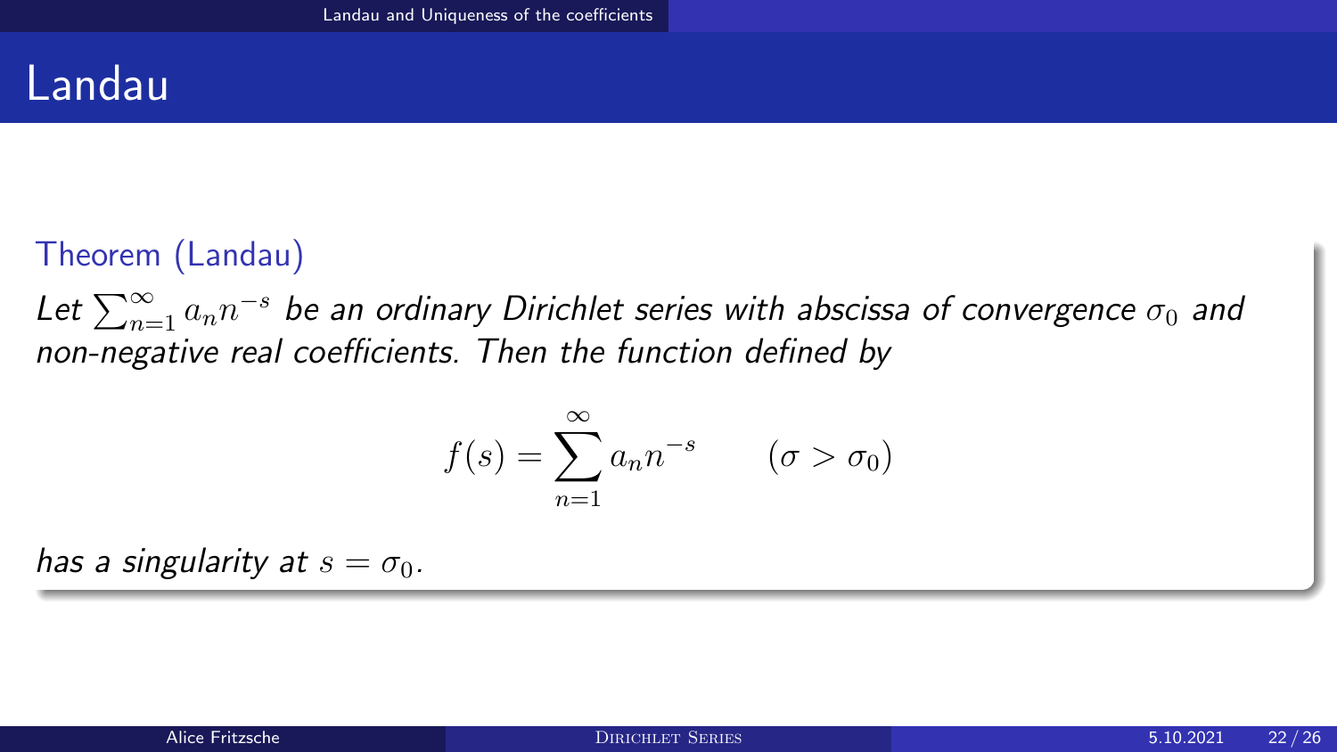# Landau

**Theorem (Landau)**

*Let $\sum_{n=1}^{\infty} a_n n^{-s}$ be an ordinary Dirichlet series with abscissa of convergence $\sigma_0$ and non-negative real coefficients. Then the function defined by*

$$f(s) = \sum_{n=1}^{\infty} a_n n^{-s} \qquad (\sigma > \sigma_0)$$

*has a singularity at $s = \sigma_0$.*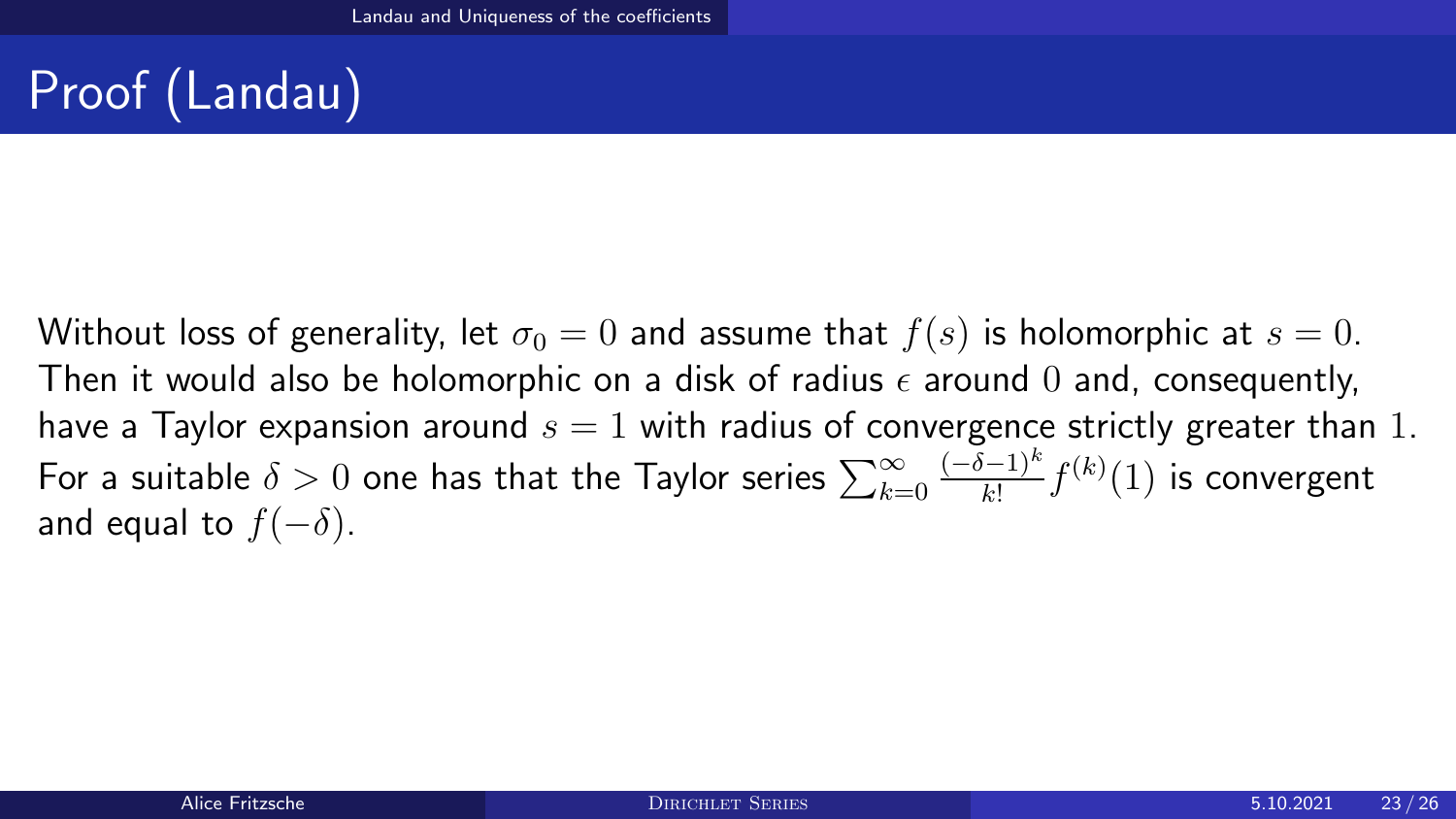# Proof (Landau)

Without loss of generality, let $\sigma_0 = 0$ and assume that $f(s)$ is holomorphic at $s = 0$. Then it would also be holomorphic on a disk of radius $\epsilon$ around $0$ and, consequently, have a Taylor expansion around $s = 1$ with radius of convergence strictly greater than $1$. For a suitable $\delta > 0$ one has that the Taylor series $\sum_{k=0}^{\infty} \frac{(-\delta-1)^k}{k!} f^{(k)}(1)$ is convergent and equal to $f(-\delta)$.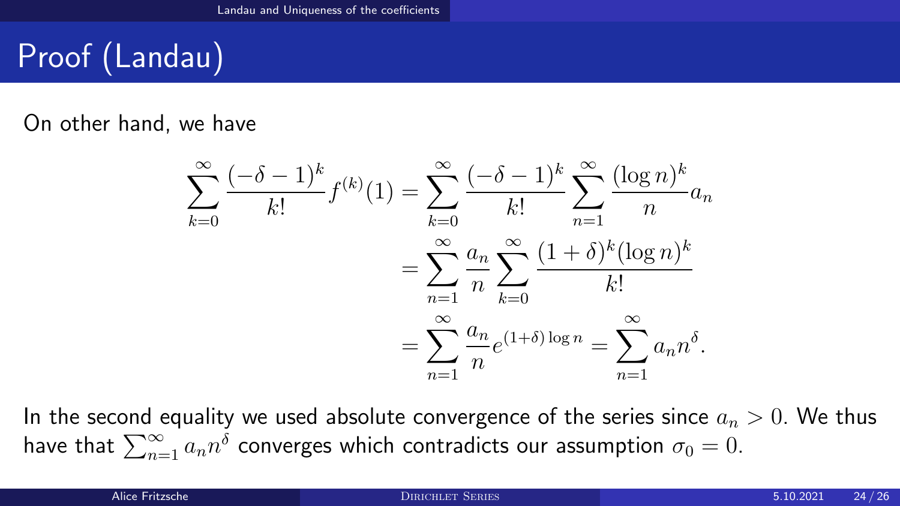# Proof (Landau)

On other hand, we have

$$
\begin{aligned}
\sum_{k=0}^{\infty} \frac{(-\delta-1)^k}{k!} f^{(k)}(1) &= \sum_{k=0}^{\infty} \frac{(-\delta-1)^k}{k!} \sum_{n=1}^{\infty} \frac{(\log n)^k}{n} a_n \\
&= \sum_{n=1}^{\infty} \frac{a_n}{n} \sum_{k=0}^{\infty} \frac{(1+\delta)^k (\log n)^k}{k!} \\
&= \sum_{n=1}^{\infty} \frac{a_n}{n} e^{(1+\delta)\log n} = \sum_{n=1}^{\infty} a_n n^{\delta}.
\end{aligned}
$$

In the second equality we used absolute convergence of the series since $a_n > 0$. We thus have that $\sum_{n=1}^{\infty} a_n n^{\delta}$ converges which contradicts our assumption $\sigma_0 = 0$.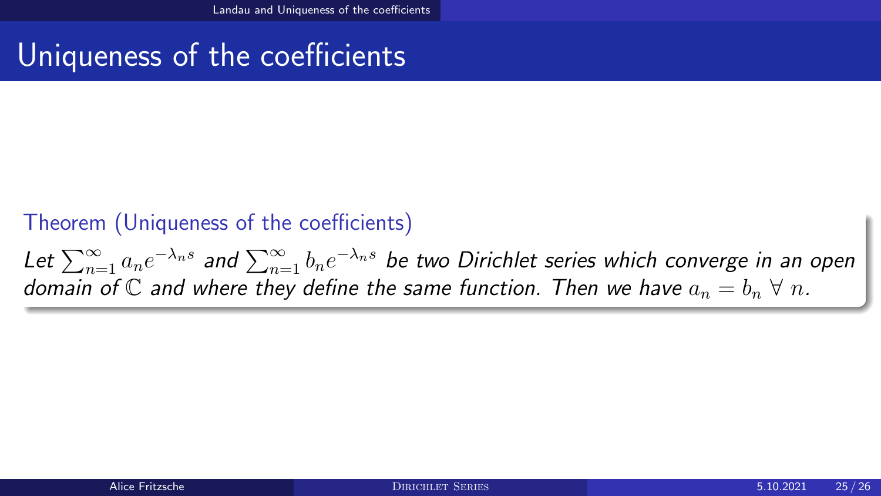# Uniqueness of the coefficients

**Theorem (Uniqueness of the coefficients)**

*Let $\sum_{n=1}^{\infty} a_n e^{-\lambda_n s}$ and $\sum_{n=1}^{\infty} b_n e^{-\lambda_n s}$ be two Dirichlet series which converge in an open domain of $\mathbb{C}$ and where they define the same function. Then we have $a_n = b_n \; \forall \; n$.*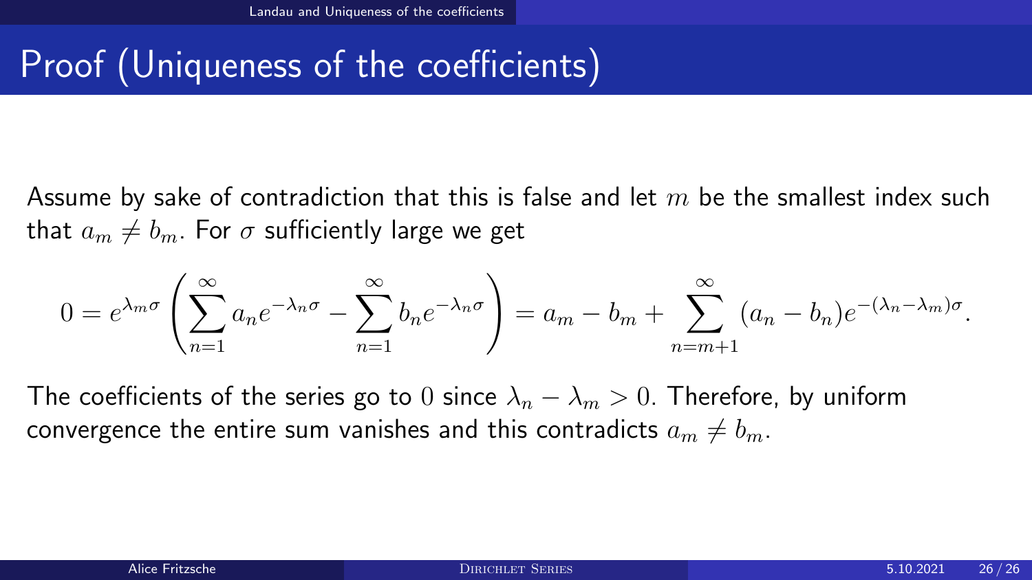# Proof (Uniqueness of the coefficients)

Assume by sake of contradiction that this is false and let $m$ be the smallest index such that $a_m \neq b_m$. For $\sigma$ sufficiently large we get

$$0 = e^{\lambda_m \sigma} \left( \sum_{n=1}^{\infty} a_n e^{-\lambda_n \sigma} - \sum_{n=1}^{\infty} b_n e^{-\lambda_n \sigma} \right) = a_m - b_m + \sum_{n=m+1}^{\infty} (a_n - b_n) e^{-(\lambda_n - \lambda_m)\sigma}.$$

The coefficients of the series go to $0$ since $\lambda_n - \lambda_m > 0$. Therefore, by uniform convergence the entire sum vanishes and this contradicts $a_m \neq b_m$.